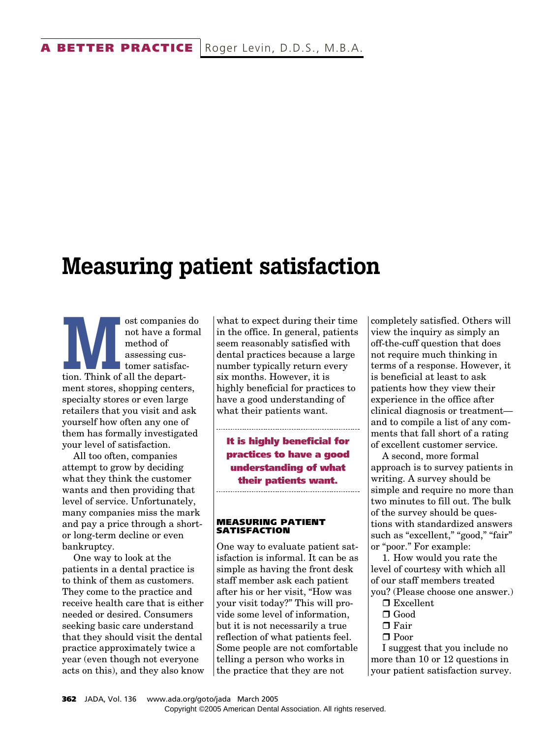# Measuring patient satisfaction

Most companies do not have a formal method of assessing customer satisfaction. Think of all the department stores, shopping centers, specialty stores or even large retailers that you visit and ask yourself how often any one of them has formally investigated your level of satisfaction.

All too often, companies attempt to grow by deciding what they think the customer wants and then providing that level of service. Unfortunately, many companies miss the mark and pay a price through a short- or long-term decline or even bankruptcy.

One way to look at the patients in a dental practice is to think of them as customers. They come to the practice and receive health care that is either needed or desired. Consumers seeking basic care understand that they should visit the dental practice approximately twice a year (even though not everyone acts on this), and they also know what to expect during their time in the office. In general, patients seem reasonably satisfied with dental practices because a large number typically return every six months. However, it is highly beneficial for practices to have a good understanding of what their patients want.

**It is highly beneficial for practices to have a good understanding of what their patients want.**

## MEASURING PATIENT SATISFACTION

One way to evaluate patient satisfaction is informal. It can be as simple as having the front desk staff member ask each patient after his or her visit, "How was your visit today?" This will provide some level of information, but it is not necessarily a true reflection of what patients feel. Some people are not comfortable telling a person who works in the practice that they are not completely satisfied. Others will view the inquiry as simply an off-the-cuff question that does not require much thinking in terms of a response. However, it is beneficial at least to ask patients how they view their experience in the office after clinical diagnosis or treatment—and to compile a list of any comments that fall short of a rating of excellent customer service.

A second, more formal approach is to survey patients in writing. A survey should be simple and require no more than two minutes to fill out. The bulk of the survey should be questions with standardized answers such as "excellent," "good," "fair" or "poor." For example:

1. How would you rate the level of courtesy with which all of our staff members treated you? (Please choose one answer.)

❒ Excellent
❒ Good
❒ Fair
❒ Poor

I suggest that you include no more than 10 or 12 questions in your patient satisfaction survey.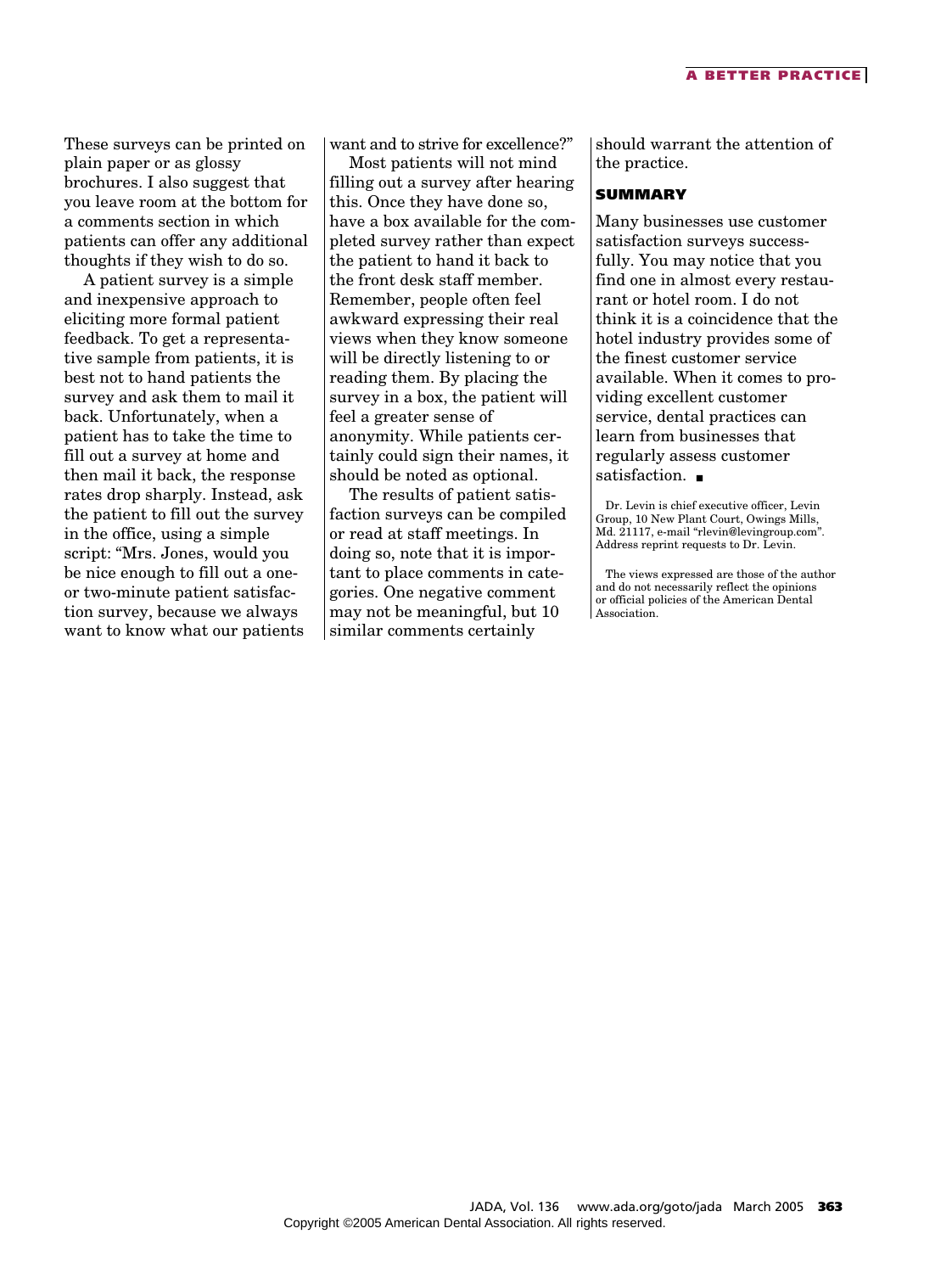These surveys can be printed on plain paper or as glossy brochures. I also suggest that you leave room at the bottom for a comments section in which patients can offer any additional thoughts if they wish to do so.

A patient survey is a simple and inexpensive approach to eliciting more formal patient feedback. To get a representative sample from patients, it is best not to hand patients the survey and ask them to mail it back. Unfortunately, when a patient has to take the time to fill out a survey at home and then mail it back, the response rates drop sharply. Instead, ask the patient to fill out the survey in the office, using a simple script: "Mrs. Jones, would you be nice enough to fill out a one- or two-minute patient satisfaction survey, because we always want to know what our patients want and to strive for excellence?"

Most patients will not mind filling out a survey after hearing this. Once they have done so, have a box available for the completed survey rather than expect the patient to hand it back to the front desk staff member. Remember, people often feel awkward expressing their real views when they know someone will be directly listening to or reading them. By placing the survey in a box, the patient will feel a greater sense of anonymity. While patients certainly could sign their names, it should be noted as optional.

The results of patient satisfaction surveys can be compiled or read at staff meetings. In doing so, note that it is important to place comments in categories. One negative comment may not be meaningful, but 10 similar comments certainly should warrant the attention of the practice.

## SUMMARY

Many businesses use customer satisfaction surveys successfully. You may notice that you find one in almost every restaurant or hotel room. I do not think it is a coincidence that the hotel industry provides some of the finest customer service available. When it comes to providing excellent customer service, dental practices can learn from businesses that regularly assess customer satisfaction. ■

Dr. Levin is chief executive officer, Levin Group, 10 New Plant Court, Owings Mills, Md. 21117, e-mail "rlevin@levingroup.com". Address reprint requests to Dr. Levin.

The views expressed are those of the author and do not necessarily reflect the opinions or official policies of the American Dental Association.

Copyright ©2005 American Dental Association. All rights reserved.